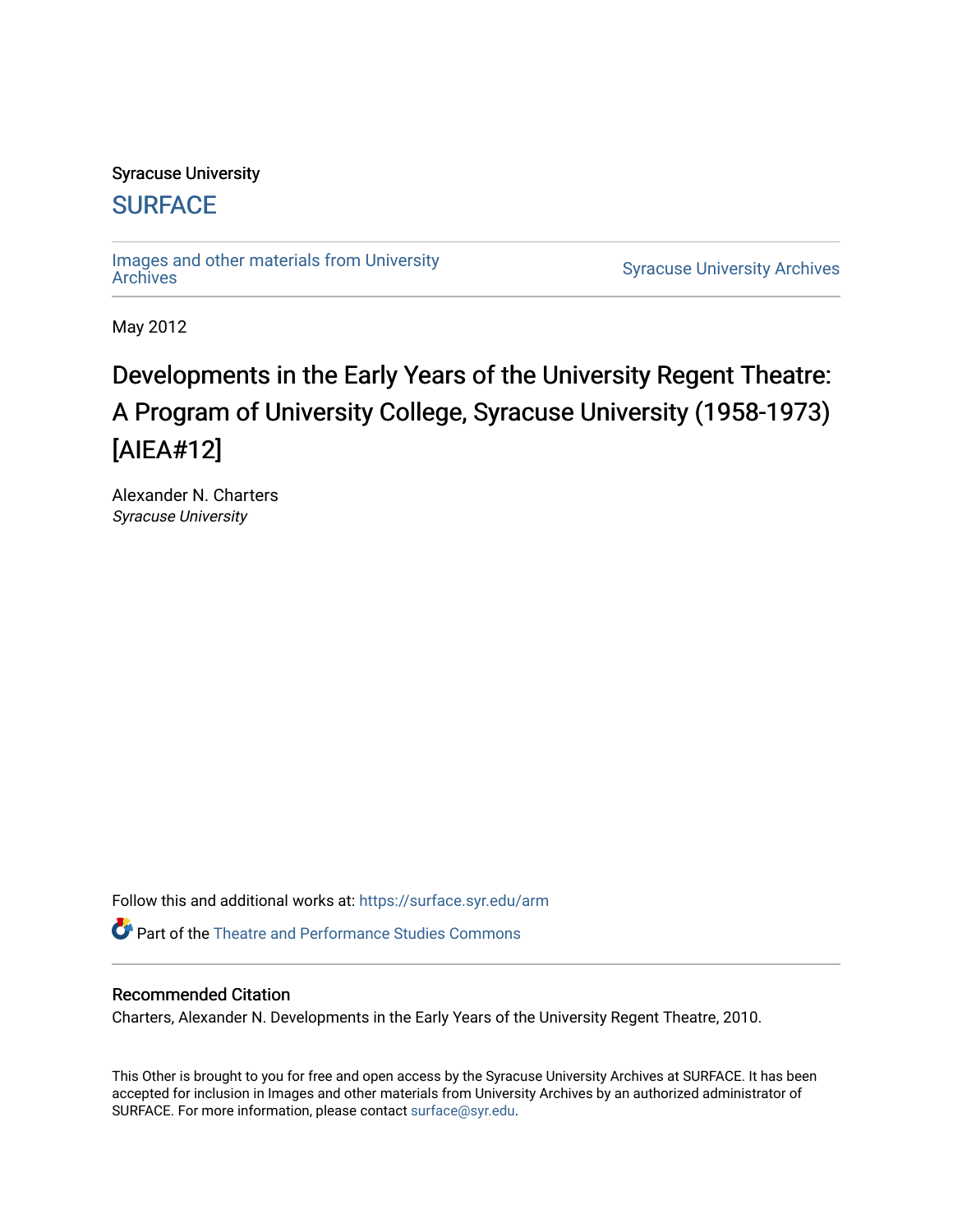Syracuse University

# SURFACE

Images and other materials from University Archives | Syracuse University Archives

May 2012

# Developments in the Early Years of the University Regent Theatre: A Program of University College, Syracuse University (1958-1973) [AIEA#12]

Alexander N. Charters
*Syracuse University*

Follow this and additional works at: https://surface.syr.edu/arm

Part of the Theatre and Performance Studies Commons

## Recommended Citation

Charters, Alexander N. Developments in the Early Years of the University Regent Theatre, 2010.

This Other is brought to you for free and open access by the Syracuse University Archives at SURFACE. It has been accepted for inclusion in Images and other materials from University Archives by an authorized administrator of SURFACE. For more information, please contact surface@syr.edu.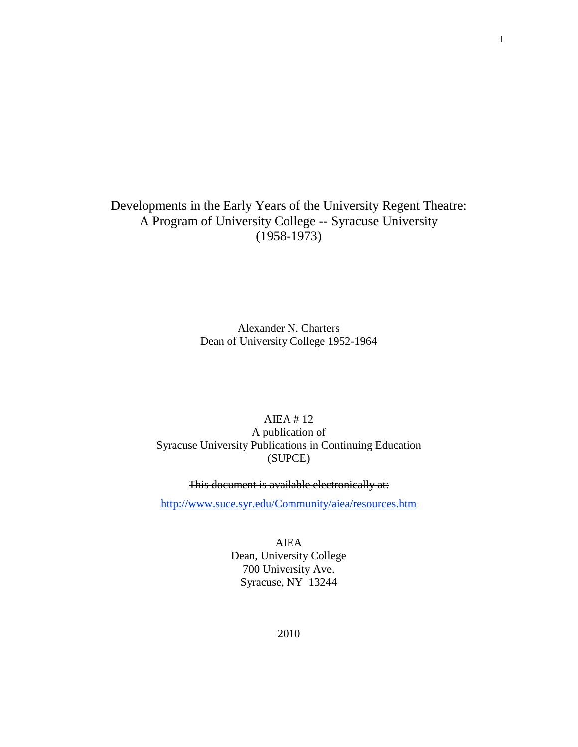# Developments in the Early Years of the University Regent Theatre: A Program of University College -- Syracuse University (1958-1973)

Alexander N. Charters
Dean of University College 1952-1964

AIEA # 12
A publication of
Syracuse University Publications in Continuing Education
(SUPCE)

~~This document is available electronically at:~~

~~http://www.suce.syr.edu/Community/aiea/resources.htm~~

AIEA
Dean, University College
700 University Ave.
Syracuse, NY 13244

2010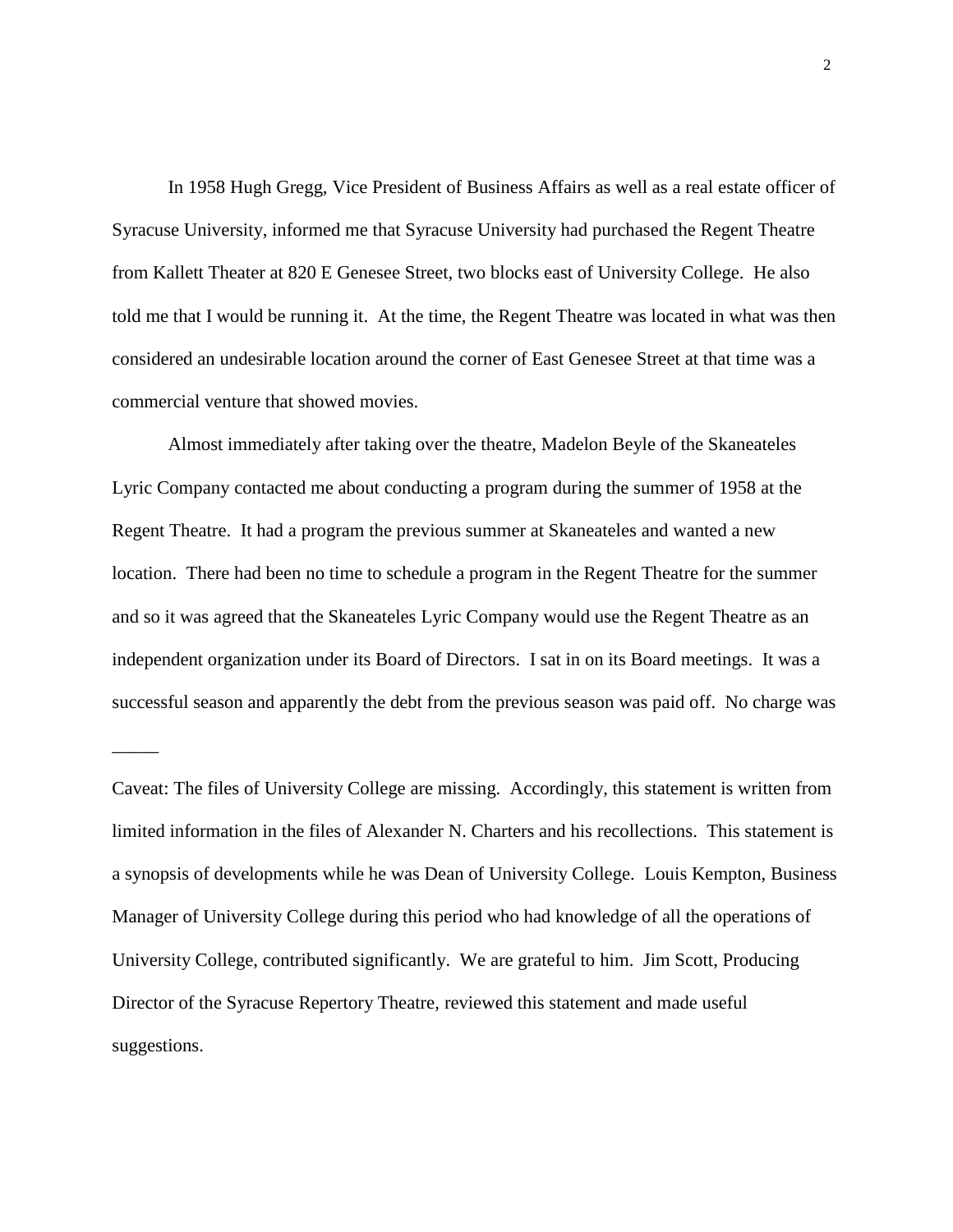In 1958 Hugh Gregg, Vice President of Business Affairs as well as a real estate officer of Syracuse University, informed me that Syracuse University had purchased the Regent Theatre from Kallett Theater at 820 E Genesee Street, two blocks east of University College. He also told me that I would be running it. At the time, the Regent Theatre was located in what was then considered an undesirable location around the corner of East Genesee Street at that time was a commercial venture that showed movies.

Almost immediately after taking over the theatre, Madelon Beyle of the Skaneateles Lyric Company contacted me about conducting a program during the summer of 1958 at the Regent Theatre. It had a program the previous summer at Skaneateles and wanted a new location. There had been no time to schedule a program in the Regent Theatre for the summer and so it was agreed that the Skaneateles Lyric Company would use the Regent Theatre as an independent organization under its Board of Directors. I sat in on its Board meetings. It was a successful season and apparently the debt from the previous season was paid off. No charge was

_____

Caveat: The files of University College are missing. Accordingly, this statement is written from limited information in the files of Alexander N. Charters and his recollections. This statement is a synopsis of developments while he was Dean of University College. Louis Kempton, Business Manager of University College during this period who had knowledge of all the operations of University College, contributed significantly. We are grateful to him. Jim Scott, Producing Director of the Syracuse Repertory Theatre, reviewed this statement and made useful suggestions.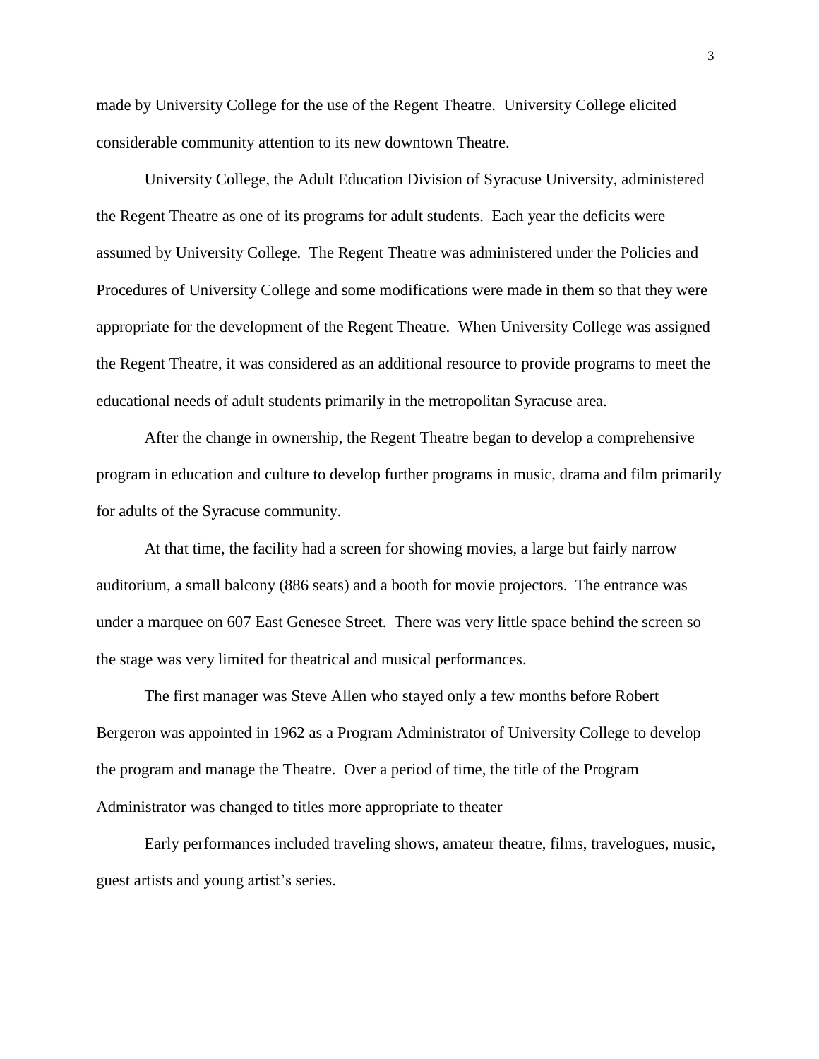made by University College for the use of the Regent Theatre. University College elicited considerable community attention to its new downtown Theatre.

University College, the Adult Education Division of Syracuse University, administered the Regent Theatre as one of its programs for adult students. Each year the deficits were assumed by University College. The Regent Theatre was administered under the Policies and Procedures of University College and some modifications were made in them so that they were appropriate for the development of the Regent Theatre. When University College was assigned the Regent Theatre, it was considered as an additional resource to provide programs to meet the educational needs of adult students primarily in the metropolitan Syracuse area.

After the change in ownership, the Regent Theatre began to develop a comprehensive program in education and culture to develop further programs in music, drama and film primarily for adults of the Syracuse community.

At that time, the facility had a screen for showing movies, a large but fairly narrow auditorium, a small balcony (886 seats) and a booth for movie projectors. The entrance was under a marquee on 607 East Genesee Street. There was very little space behind the screen so the stage was very limited for theatrical and musical performances.

The first manager was Steve Allen who stayed only a few months before Robert Bergeron was appointed in 1962 as a Program Administrator of University College to develop the program and manage the Theatre. Over a period of time, the title of the Program Administrator was changed to titles more appropriate to theater

Early performances included traveling shows, amateur theatre, films, travelogues, music, guest artists and young artist's series.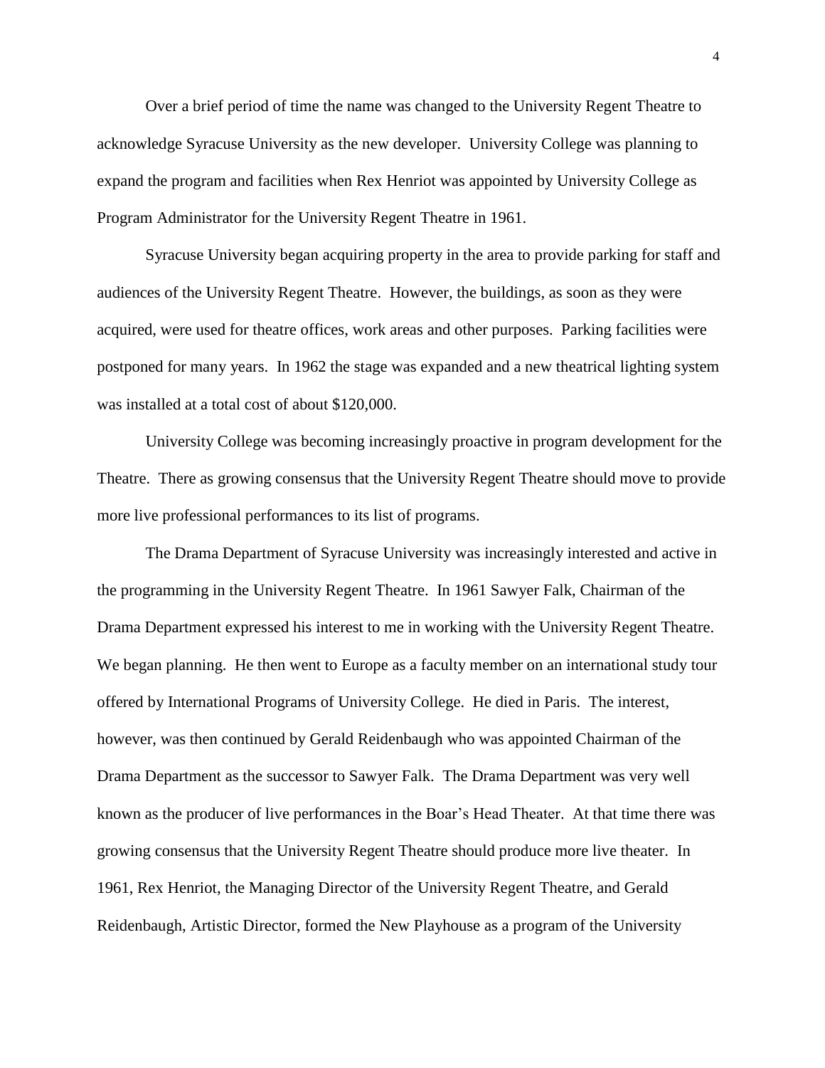Over a brief period of time the name was changed to the University Regent Theatre to acknowledge Syracuse University as the new developer. University College was planning to expand the program and facilities when Rex Henriot was appointed by University College as Program Administrator for the University Regent Theatre in 1961.

Syracuse University began acquiring property in the area to provide parking for staff and audiences of the University Regent Theatre. However, the buildings, as soon as they were acquired, were used for theatre offices, work areas and other purposes. Parking facilities were postponed for many years. In 1962 the stage was expanded and a new theatrical lighting system was installed at a total cost of about $120,000.

University College was becoming increasingly proactive in program development for the Theatre. There as growing consensus that the University Regent Theatre should move to provide more live professional performances to its list of programs.

The Drama Department of Syracuse University was increasingly interested and active in the programming in the University Regent Theatre. In 1961 Sawyer Falk, Chairman of the Drama Department expressed his interest to me in working with the University Regent Theatre. We began planning. He then went to Europe as a faculty member on an international study tour offered by International Programs of University College. He died in Paris. The interest, however, was then continued by Gerald Reidenbaugh who was appointed Chairman of the Drama Department as the successor to Sawyer Falk. The Drama Department was very well known as the producer of live performances in the Boar's Head Theater. At that time there was growing consensus that the University Regent Theatre should produce more live theater. In 1961, Rex Henriot, the Managing Director of the University Regent Theatre, and Gerald Reidenbaugh, Artistic Director, formed the New Playhouse as a program of the University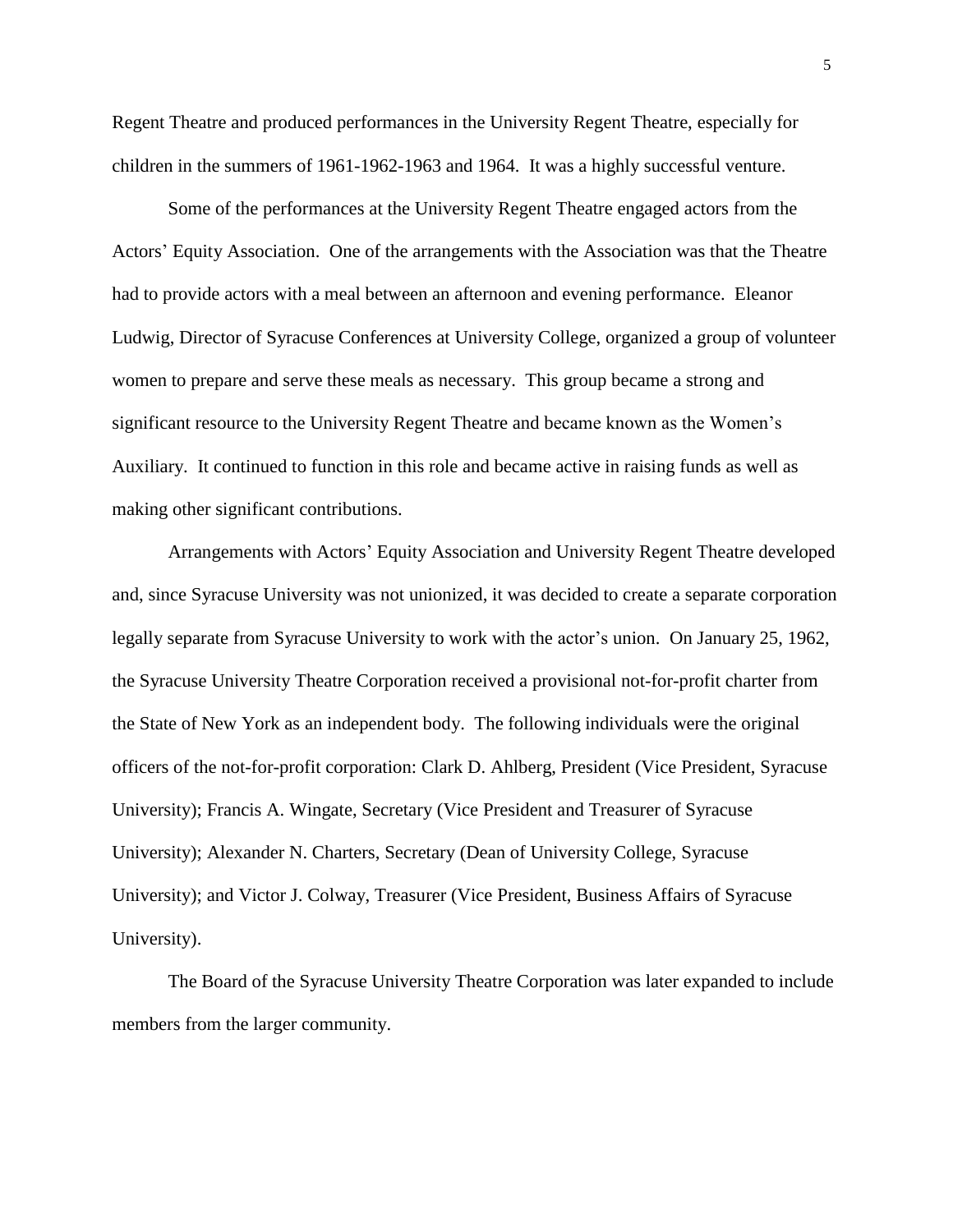Regent Theatre and produced performances in the University Regent Theatre, especially for children in the summers of 1961-1962-1963 and 1964. It was a highly successful venture.

Some of the performances at the University Regent Theatre engaged actors from the Actors' Equity Association. One of the arrangements with the Association was that the Theatre had to provide actors with a meal between an afternoon and evening performance. Eleanor Ludwig, Director of Syracuse Conferences at University College, organized a group of volunteer women to prepare and serve these meals as necessary. This group became a strong and significant resource to the University Regent Theatre and became known as the Women's Auxiliary. It continued to function in this role and became active in raising funds as well as making other significant contributions.

Arrangements with Actors' Equity Association and University Regent Theatre developed and, since Syracuse University was not unionized, it was decided to create a separate corporation legally separate from Syracuse University to work with the actor's union. On January 25, 1962, the Syracuse University Theatre Corporation received a provisional not-for-profit charter from the State of New York as an independent body. The following individuals were the original officers of the not-for-profit corporation: Clark D. Ahlberg, President (Vice President, Syracuse University); Francis A. Wingate, Secretary (Vice President and Treasurer of Syracuse University); Alexander N. Charters, Secretary (Dean of University College, Syracuse University); and Victor J. Colway, Treasurer (Vice President, Business Affairs of Syracuse University).

The Board of the Syracuse University Theatre Corporation was later expanded to include members from the larger community.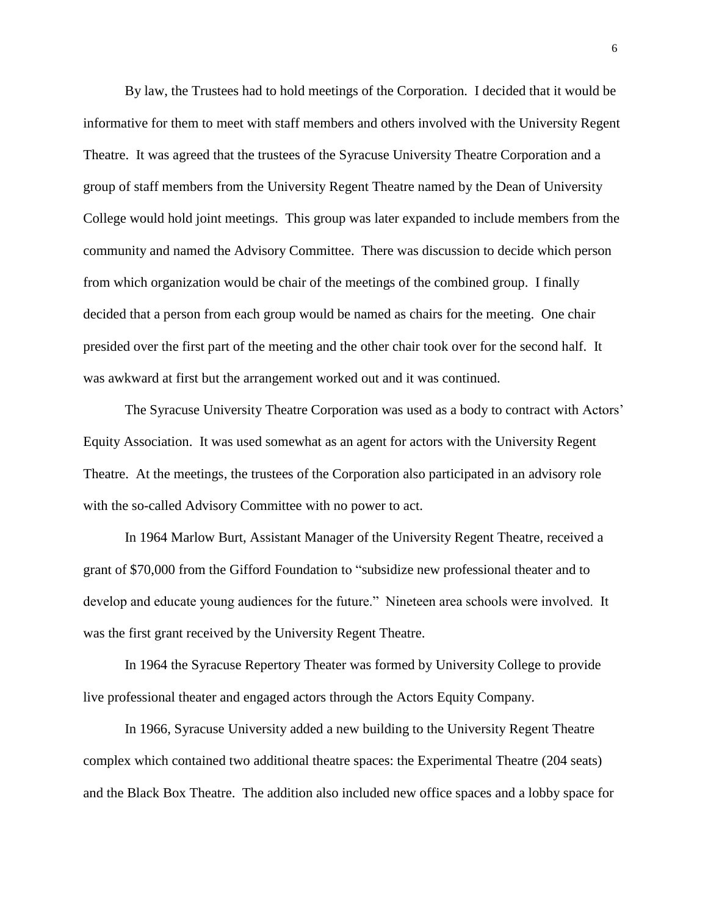By law, the Trustees had to hold meetings of the Corporation. I decided that it would be informative for them to meet with staff members and others involved with the University Regent Theatre. It was agreed that the trustees of the Syracuse University Theatre Corporation and a group of staff members from the University Regent Theatre named by the Dean of University College would hold joint meetings. This group was later expanded to include members from the community and named the Advisory Committee. There was discussion to decide which person from which organization would be chair of the meetings of the combined group. I finally decided that a person from each group would be named as chairs for the meeting. One chair presided over the first part of the meeting and the other chair took over for the second half. It was awkward at first but the arrangement worked out and it was continued.

The Syracuse University Theatre Corporation was used as a body to contract with Actors' Equity Association. It was used somewhat as an agent for actors with the University Regent Theatre. At the meetings, the trustees of the Corporation also participated in an advisory role with the so-called Advisory Committee with no power to act.

In 1964 Marlow Burt, Assistant Manager of the University Regent Theatre, received a grant of $70,000 from the Gifford Foundation to "subsidize new professional theater and to develop and educate young audiences for the future." Nineteen area schools were involved. It was the first grant received by the University Regent Theatre.

In 1964 the Syracuse Repertory Theater was formed by University College to provide live professional theater and engaged actors through the Actors Equity Company.

In 1966, Syracuse University added a new building to the University Regent Theatre complex which contained two additional theatre spaces: the Experimental Theatre (204 seats) and the Black Box Theatre. The addition also included new office spaces and a lobby space for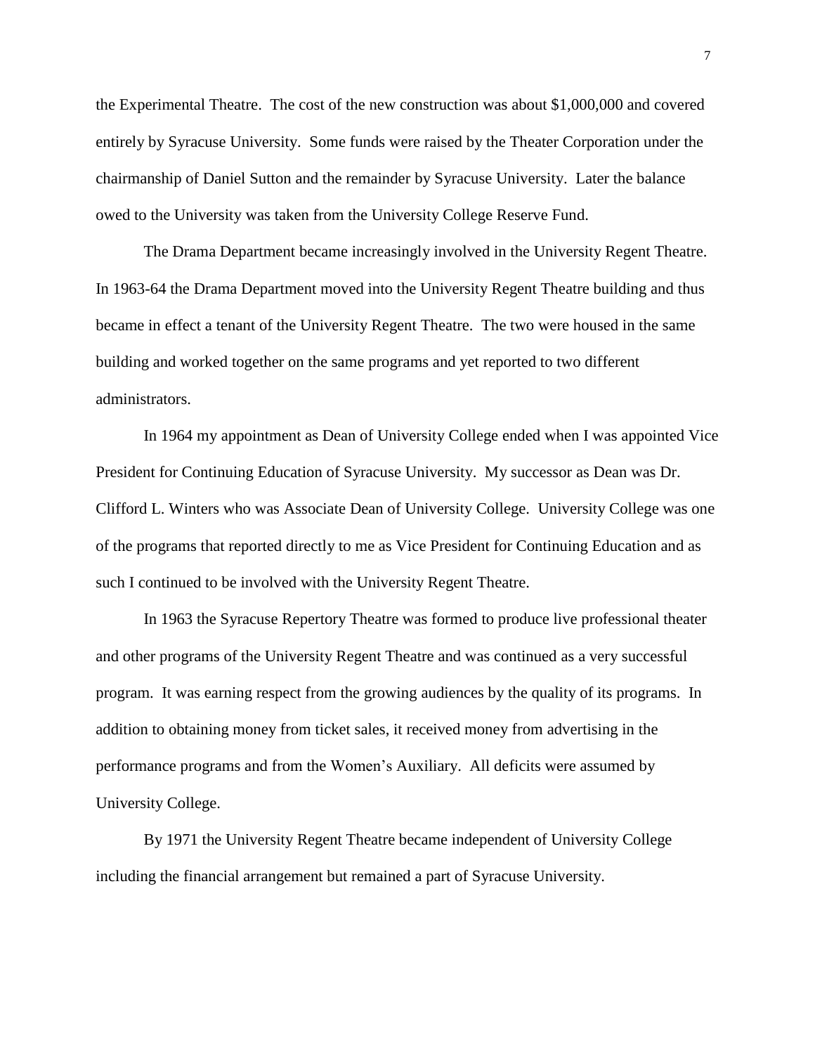the Experimental Theatre. The cost of the new construction was about $1,000,000 and covered entirely by Syracuse University. Some funds were raised by the Theater Corporation under the chairmanship of Daniel Sutton and the remainder by Syracuse University. Later the balance owed to the University was taken from the University College Reserve Fund.

The Drama Department became increasingly involved in the University Regent Theatre. In 1963-64 the Drama Department moved into the University Regent Theatre building and thus became in effect a tenant of the University Regent Theatre. The two were housed in the same building and worked together on the same programs and yet reported to two different administrators.

In 1964 my appointment as Dean of University College ended when I was appointed Vice President for Continuing Education of Syracuse University. My successor as Dean was Dr. Clifford L. Winters who was Associate Dean of University College. University College was one of the programs that reported directly to me as Vice President for Continuing Education and as such I continued to be involved with the University Regent Theatre.

In 1963 the Syracuse Repertory Theatre was formed to produce live professional theater and other programs of the University Regent Theatre and was continued as a very successful program. It was earning respect from the growing audiences by the quality of its programs. In addition to obtaining money from ticket sales, it received money from advertising in the performance programs and from the Women's Auxiliary. All deficits were assumed by University College.

By 1971 the University Regent Theatre became independent of University College including the financial arrangement but remained a part of Syracuse University.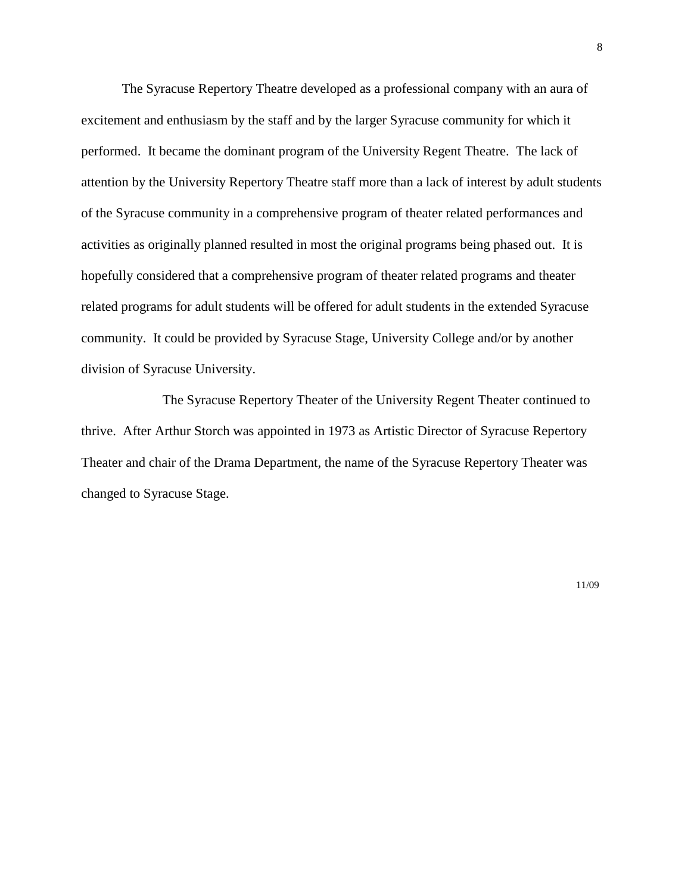The Syracuse Repertory Theatre developed as a professional company with an aura of excitement and enthusiasm by the staff and by the larger Syracuse community for which it performed. It became the dominant program of the University Regent Theatre. The lack of attention by the University Repertory Theatre staff more than a lack of interest by adult students of the Syracuse community in a comprehensive program of theater related performances and activities as originally planned resulted in most the original programs being phased out. It is hopefully considered that a comprehensive program of theater related programs and theater related programs for adult students will be offered for adult students in the extended Syracuse community. It could be provided by Syracuse Stage, University College and/or by another division of Syracuse University.

The Syracuse Repertory Theater of the University Regent Theater continued to thrive. After Arthur Storch was appointed in 1973 as Artistic Director of Syracuse Repertory Theater and chair of the Drama Department, the name of the Syracuse Repertory Theater was changed to Syracuse Stage.

11/09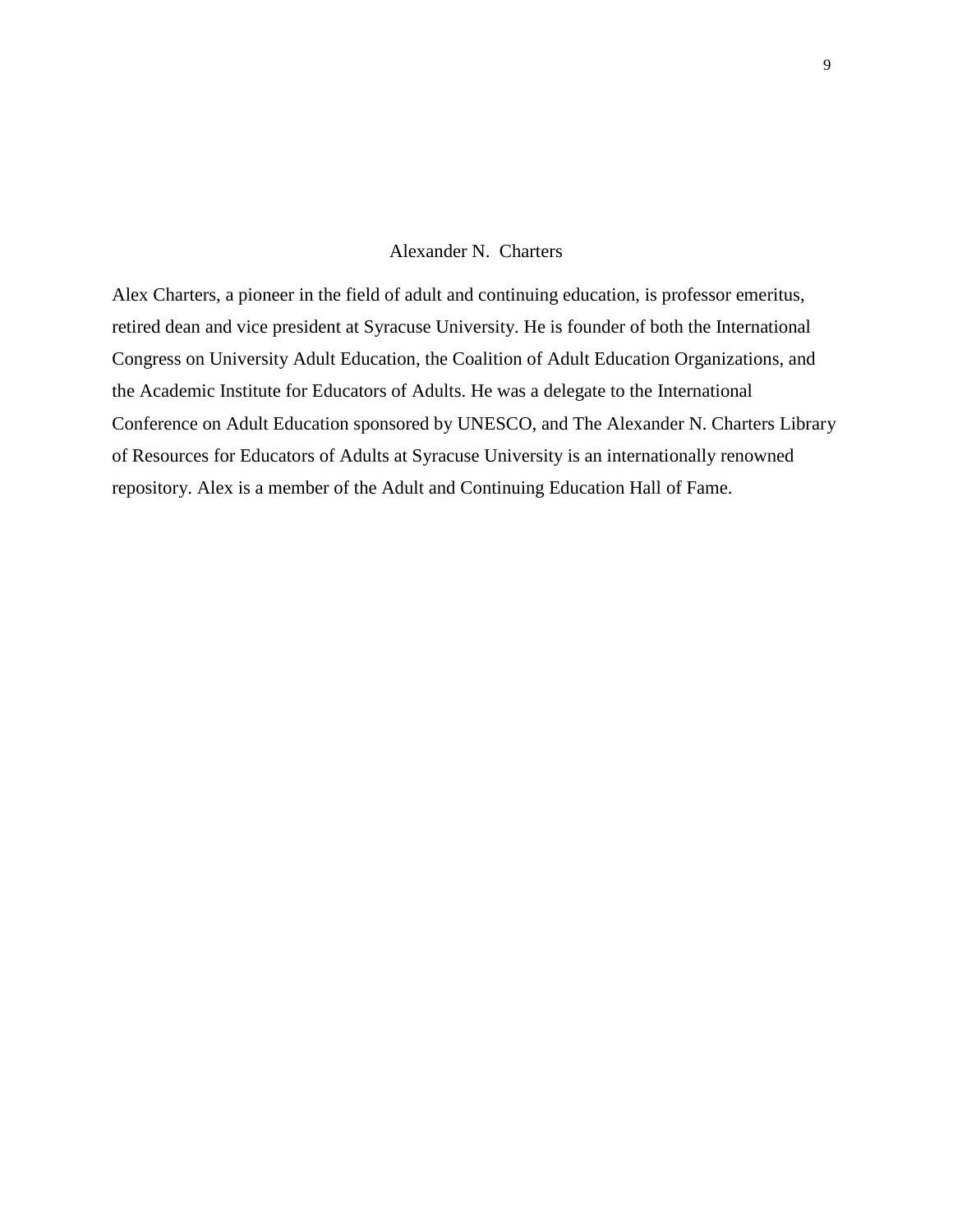## Alexander N. Charters

Alex Charters, a pioneer in the field of adult and continuing education, is professor emeritus, retired dean and vice president at Syracuse University. He is founder of both the International Congress on University Adult Education, the Coalition of Adult Education Organizations, and the Academic Institute for Educators of Adults. He was a delegate to the International Conference on Adult Education sponsored by UNESCO, and The Alexander N. Charters Library of Resources for Educators of Adults at Syracuse University is an internationally renowned repository. Alex is a member of the Adult and Continuing Education Hall of Fame.